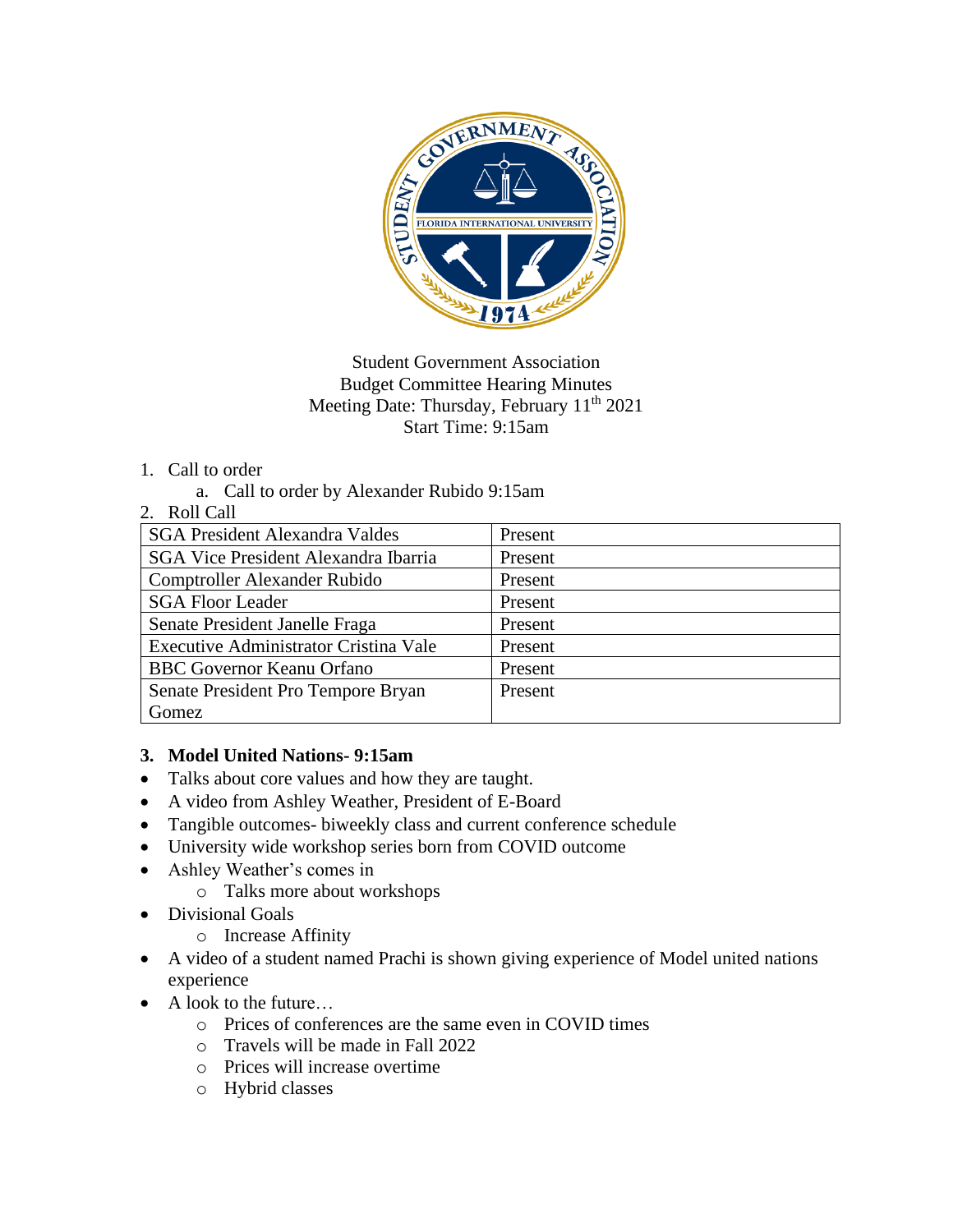Student Government Association
Budget Committee Hearing Minutes
Meeting Date: Thursday, February 11th 2021
Start Time: 9:15am

1. Call to order
   a. Call to order by Alexander Rubido 9:15am
2. Roll Call

| SGA President Alexandra Valdes | Present |
|---|---|
| SGA Vice President Alexandra Ibarria | Present |
| Comptroller Alexander Rubido | Present |
| SGA Floor Leader | Present |
| Senate President Janelle Fraga | Present |
| Executive Administrator Cristina Vale | Present |
| BBC Governor Keanu Orfano | Present |
| Senate President Pro Tempore Bryan Gomez | Present |

**3. Model United Nations- 9:15am**

- Talks about core values and how they are taught.
- A video from Ashley Weather, President of E-Board
- Tangible outcomes- biweekly class and current conference schedule
- University wide workshop series born from COVID outcome
- Ashley Weather's comes in
  - Talks more about workshops
- Divisional Goals
  - Increase Affinity
- A video of a student named Prachi is shown giving experience of Model united nations experience
- A look to the future…
  - Prices of conferences are the same even in COVID times
  - Travels will be made in Fall 2022
  - Prices will increase overtime
  - Hybrid classes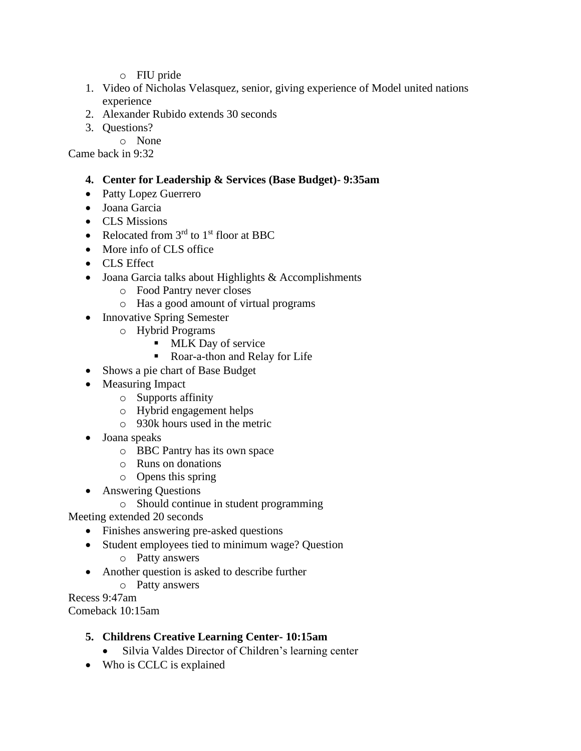- FIU pride

1. Video of Nicholas Velasquez, senior, giving experience of Model united nations experience
2. Alexander Rubido extends 30 seconds
3. Questions?
   - None

Came back in 9:32

4. **Center for Leadership & Services (Base Budget)- 9:35am**

- Patty Lopez Guerrero
- Joana Garcia
- CLS Missions
- Relocated from 3rd to 1st floor at BBC
- More info of CLS office
- CLS Effect
- Joana Garcia talks about Highlights & Accomplishments
  - Food Pantry never closes
  - Has a good amount of virtual programs
- Innovative Spring Semester
  - Hybrid Programs
    - MLK Day of service
    - Roar-a-thon and Relay for Life
- Shows a pie chart of Base Budget
- Measuring Impact
  - Supports affinity
  - Hybrid engagement helps
  - 930k hours used in the metric
- Joana speaks
  - BBC Pantry has its own space
  - Runs on donations
  - Opens this spring
- Answering Questions
  - Should continue in student programming

Meeting extended 20 seconds

- Finishes answering pre-asked questions
- Student employees tied to minimum wage? Question
  - Patty answers
- Another question is asked to describe further
  - Patty answers

Recess 9:47am
Comeback 10:15am

5. **Childrens Creative Learning Center- 10:15am**
   - Silvia Valdes Director of Children's learning center

- Who is CCLC is explained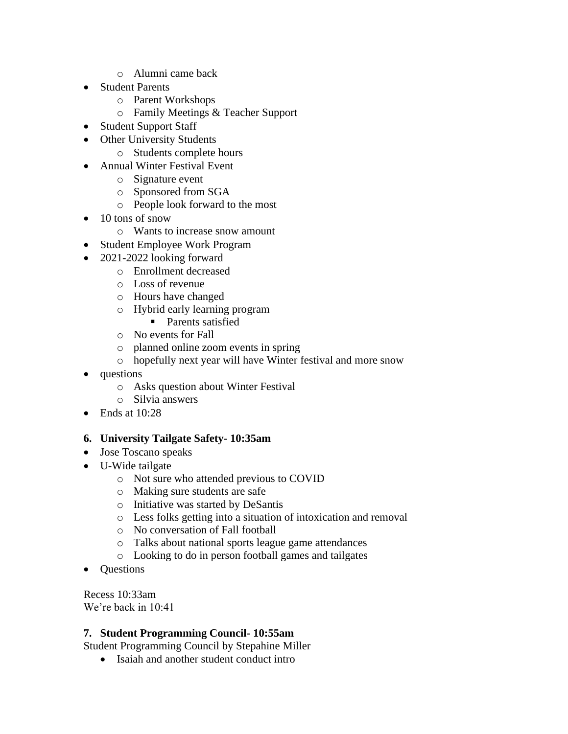- Alumni came back
- Student Parents
    - Parent Workshops
    - Family Meetings & Teacher Support
- Student Support Staff
- Other University Students
    - Students complete hours
- Annual Winter Festival Event
    - Signature event
    - Sponsored from SGA
    - People look forward to the most
- 10 tons of snow
    - Wants to increase snow amount
- Student Employee Work Program
- 2021-2022 looking forward
    - Enrollment decreased
    - Loss of revenue
    - Hours have changed
    - Hybrid early learning program
        - Parents satisfied
    - No events for Fall
    - planned online zoom events in spring
    - hopefully next year will have Winter festival and more snow
- questions
    - Asks question about Winter Festival
    - Silvia answers
- Ends at 10:28

**6. University Tailgate Safety- 10:35am**

- Jose Toscano speaks
- U-Wide tailgate
    - Not sure who attended previous to COVID
    - Making sure students are safe
    - Initiative was started by DeSantis
    - Less folks getting into a situation of intoxication and removal
    - No conversation of Fall football
    - Talks about national sports league game attendances
    - Looking to do in person football games and tailgates
- Questions

Recess 10:33am
We're back in 10:41

**7. Student Programming Council- 10:55am**

Student Programming Council by Stepahine Miller

- Isaiah and another student conduct intro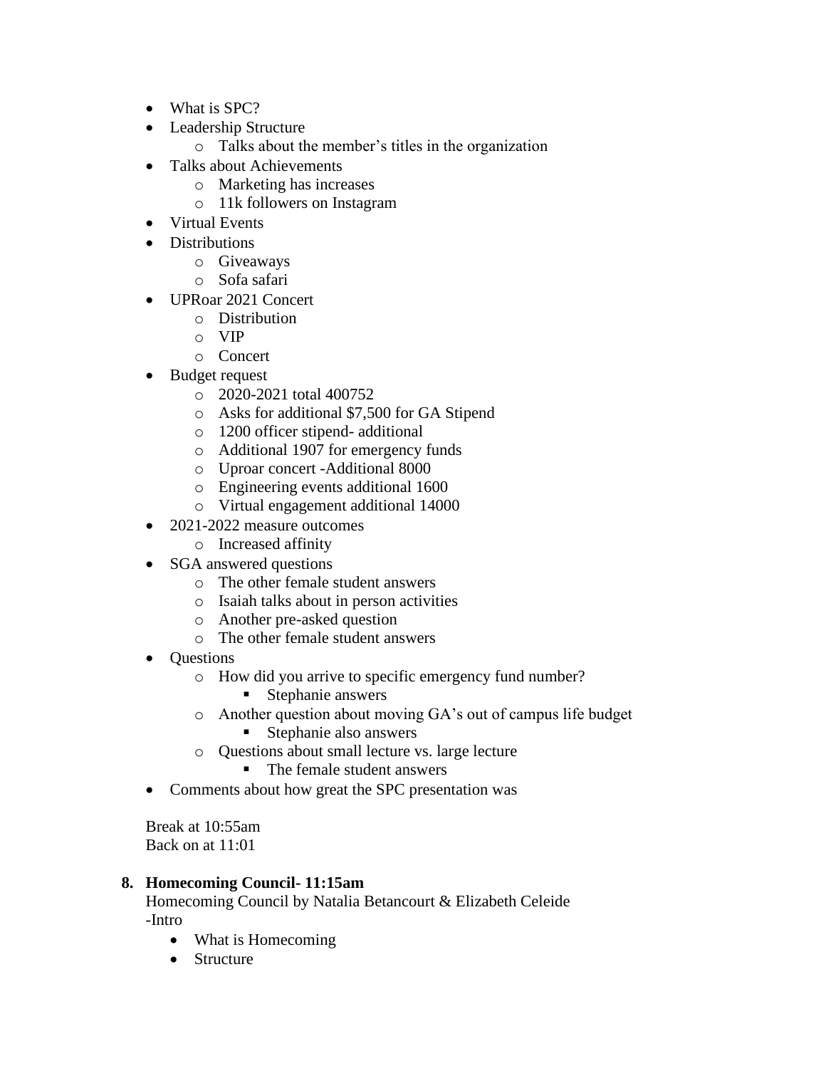- What is SPC?
- Leadership Structure
  - Talks about the member's titles in the organization
- Talks about Achievements
  - Marketing has increases
  - 11k followers on Instagram
- Virtual Events
- Distributions
  - Giveaways
  - Sofa safari
- UPRoar 2021 Concert
  - Distribution
  - VIP
  - Concert
- Budget request
  - 2020-2021 total 400752
  - Asks for additional $7,500 for GA Stipend
  - 1200 officer stipend- additional
  - Additional 1907 for emergency funds
  - Uproar concert -Additional 8000
  - Engineering events additional 1600
  - Virtual engagement additional 14000
- 2021-2022 measure outcomes
  - Increased affinity
- SGA answered questions
  - The other female student answers
  - Isaiah talks about in person activities
  - Another pre-asked question
  - The other female student answers
- Questions
  - How did you arrive to specific emergency fund number?
    - Stephanie answers
  - Another question about moving GA's out of campus life budget
    - Stephanie also answers
  - Questions about small lecture vs. large lecture
    - The female student answers
- Comments about how great the SPC presentation was

Break at 10:55am
Back on at 11:01

**8. Homecoming Council- 11:15am**

Homecoming Council by Natalia Betancourt & Elizabeth Celeide
-Intro

- What is Homecoming
- Structure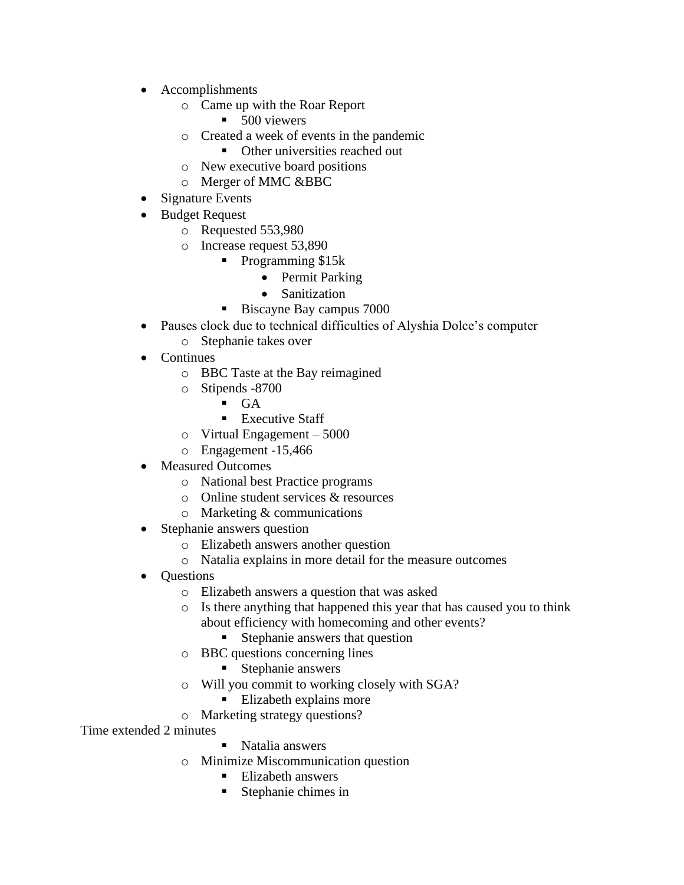- Accomplishments
  - Came up with the Roar Report
    - 500 viewers
  - Created a week of events in the pandemic
    - Other universities reached out
  - New executive board positions
  - Merger of MMC &BBC
- Signature Events
- Budget Request
  - Requested 553,980
  - Increase request 53,890
    - Programming $15k
      - Permit Parking
      - Sanitization
    - Biscayne Bay campus 7000
- Pauses clock due to technical difficulties of Alyshia Dolce's computer
  - Stephanie takes over
- Continues
  - BBC Taste at the Bay reimagined
  - Stipends -8700
    - GA
    - Executive Staff
  - Virtual Engagement – 5000
  - Engagement -15,466
- Measured Outcomes
  - National best Practice programs
  - Online student services & resources
  - Marketing & communications
- Stephanie answers question
  - Elizabeth answers another question
  - Natalia explains in more detail for the measure outcomes
- Questions
  - Elizabeth answers a question that was asked
  - Is there anything that happened this year that has caused you to think about efficiency with homecoming and other events?
    - Stephanie answers that question
  - BBC questions concerning lines
    - Stephanie answers
  - Will you commit to working closely with SGA?
    - Elizabeth explains more
  - Marketing strategy questions?

Time extended 2 minutes

    - Natalia answers
  - Minimize Miscommunication question
    - Elizabeth answers
    - Stephanie chimes in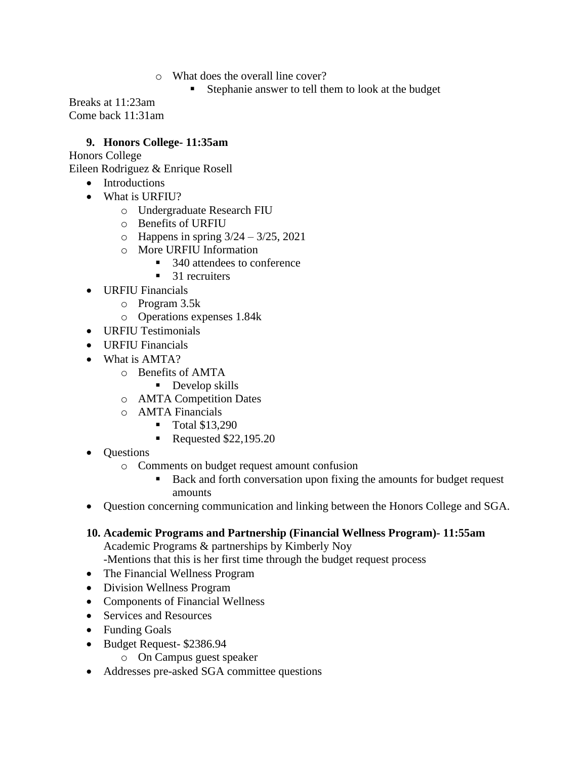- What does the overall line cover?
  - Stephanie answer to tell them to look at the budget

Breaks at 11:23am
Come back 11:31am

9. **Honors College- 11:35am**

Honors College
Eileen Rodriguez & Enrique Rosell

- Introductions
- What is URFIU?
  - Undergraduate Research FIU
  - Benefits of URFIU
  - Happens in spring 3/24 – 3/25, 2021
  - More URFIU Information
    - 340 attendees to conference
    - 31 recruiters
- URFIU Financials
  - Program 3.5k
  - Operations expenses 1.84k
- URFIU Testimonials
- URFIU Financials
- What is AMTA?
  - Benefits of AMTA
    - Develop skills
  - AMTA Competition Dates
  - AMTA Financials
    - Total $13,290
    - Requested $22,195.20
- Questions
  - Comments on budget request amount confusion
    - Back and forth conversation upon fixing the amounts for budget request amounts
- Question concerning communication and linking between the Honors College and SGA.

10. **Academic Programs and Partnership (Financial Wellness Program)- 11:55am**

    Academic Programs & partnerships by Kimberly Noy
    -Mentions that this is her first time through the budget request process

- The Financial Wellness Program
- Division Wellness Program
- Components of Financial Wellness
- Services and Resources
- Funding Goals
- Budget Request- $2386.94
  - On Campus guest speaker
- Addresses pre-asked SGA committee questions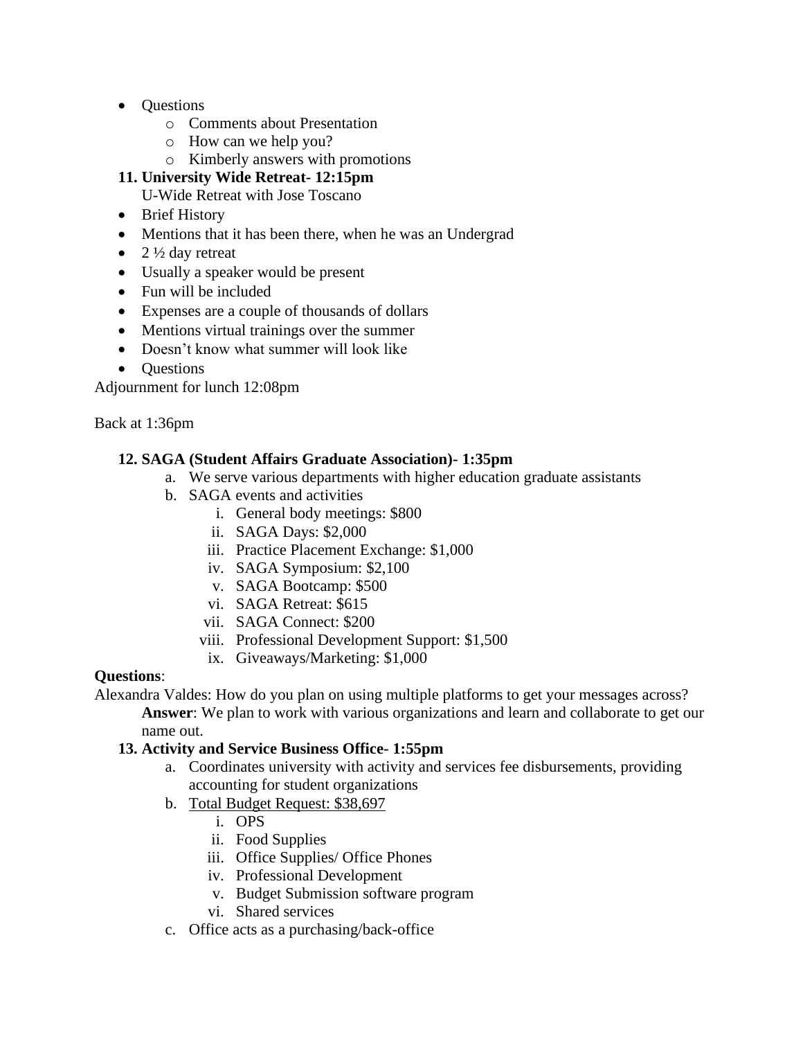- Questions
  - Comments about Presentation
  - How can we help you?
  - Kimberly answers with promotions

**11. University Wide Retreat- 12:15pm**

U-Wide Retreat with Jose Toscano

- Brief History
- Mentions that it has been there, when he was an Undergrad
- 2 ½ day retreat
- Usually a speaker would be present
- Fun will be included
- Expenses are a couple of thousands of dollars
- Mentions virtual trainings over the summer
- Doesn't know what summer will look like
- Questions

Adjournment for lunch 12:08pm

Back at 1:36pm

**12. SAGA (Student Affairs Graduate Association)- 1:35pm**

a. We serve various departments with higher education graduate assistants
b. SAGA events and activities
   i. General body meetings: $800
   ii. SAGA Days: $2,000
   iii. Practice Placement Exchange: $1,000
   iv. SAGA Symposium: $2,100
   v. SAGA Bootcamp: $500
   vi. SAGA Retreat: $615
   vii. SAGA Connect: $200
   viii. Professional Development Support: $1,500
   ix. Giveaways/Marketing: $1,000

**Questions**:

Alexandra Valdes: How do you plan on using multiple platforms to get your messages across?

**Answer**: We plan to work with various organizations and learn and collaborate to get our name out.

**13. Activity and Service Business Office- 1:55pm**

a. Coordinates university with activity and services fee disbursements, providing accounting for student organizations
b. <u>Total Budget Request: $38,697</u>
   i. OPS
   ii. Food Supplies
   iii. Office Supplies/ Office Phones
   iv. Professional Development
   v. Budget Submission software program
   vi. Shared services
c. Office acts as a purchasing/back-office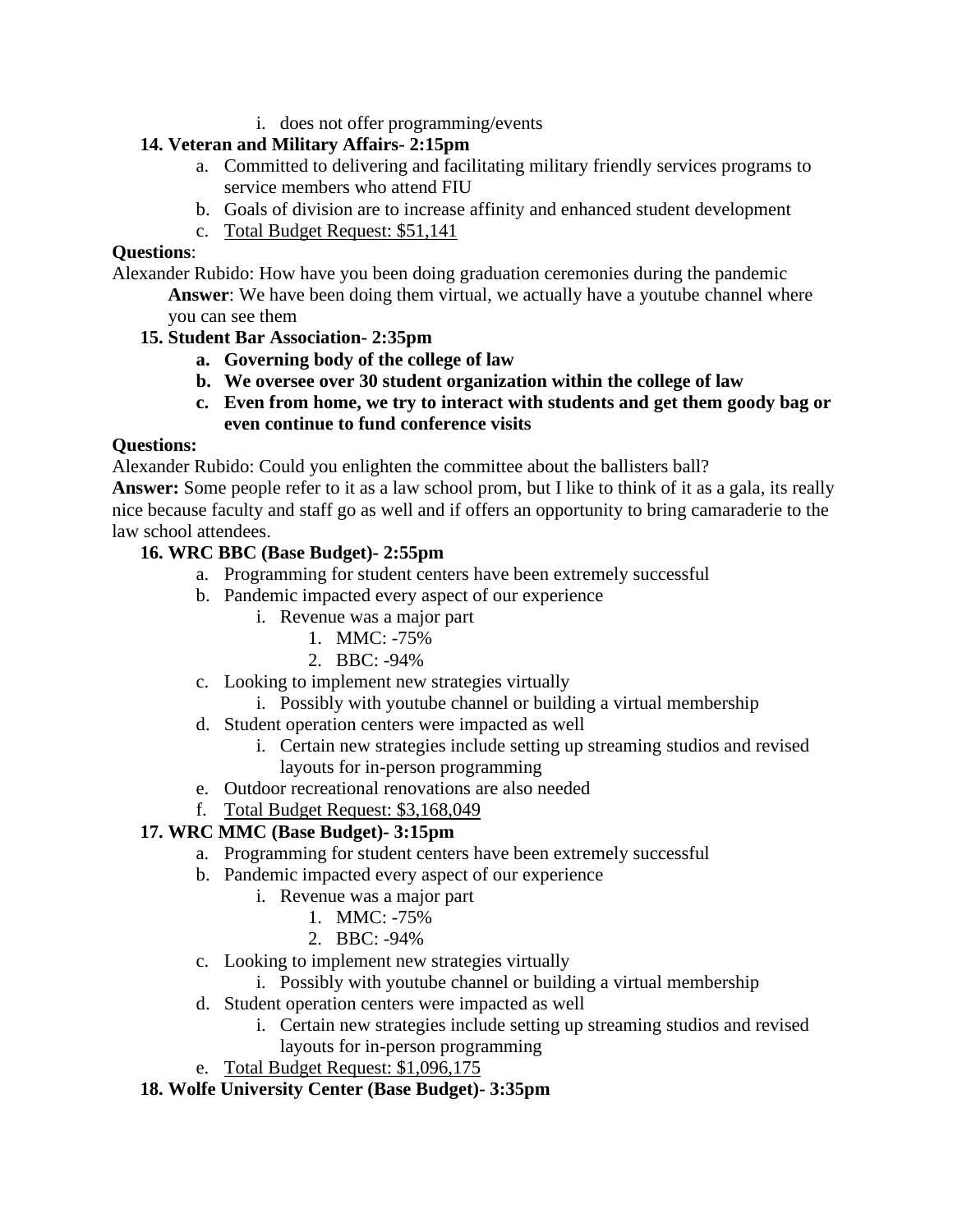i. does not offer programming/events

**14. Veteran and Military Affairs- 2:15pm**

a. Committed to delivering and facilitating military friendly services programs to service members who attend FIU
b. Goals of division are to increase affinity and enhanced student development
c. Total Budget Request: $51,141

**Questions**:

Alexander Rubido: How have you been doing graduation ceremonies during the pandemic

**Answer**: We have been doing them virtual, we actually have a youtube channel where you can see them

**15. Student Bar Association- 2:35pm**

**a. Governing body of the college of law**
**b. We oversee over 30 student organization within the college of law**
**c. Even from home, we try to interact with students and get them goody bag or even continue to fund conference visits**

**Questions:**

Alexander Rubido: Could you enlighten the committee about the ballisters ball?

**Answer:** Some people refer to it as a law school prom, but I like to think of it as a gala, its really nice because faculty and staff go as well and if offers an opportunity to bring camaraderie to the law school attendees.

**16. WRC BBC (Base Budget)- 2:55pm**

a. Programming for student centers have been extremely successful
b. Pandemic impacted every aspect of our experience
   i. Revenue was a major part
      1. MMC: -75%
      2. BBC: -94%
c. Looking to implement new strategies virtually
   i. Possibly with youtube channel or building a virtual membership
d. Student operation centers were impacted as well
   i. Certain new strategies include setting up streaming studios and revised layouts for in-person programming
e. Outdoor recreational renovations are also needed
f. Total Budget Request: $3,168,049

**17. WRC MMC (Base Budget)- 3:15pm**

a. Programming for student centers have been extremely successful
b. Pandemic impacted every aspect of our experience
   i. Revenue was a major part
      1. MMC: -75%
      2. BBC: -94%
c. Looking to implement new strategies virtually
   i. Possibly with youtube channel or building a virtual membership
d. Student operation centers were impacted as well
   i. Certain new strategies include setting up streaming studios and revised layouts for in-person programming
e. Total Budget Request: $1,096,175

**18. Wolfe University Center (Base Budget)- 3:35pm**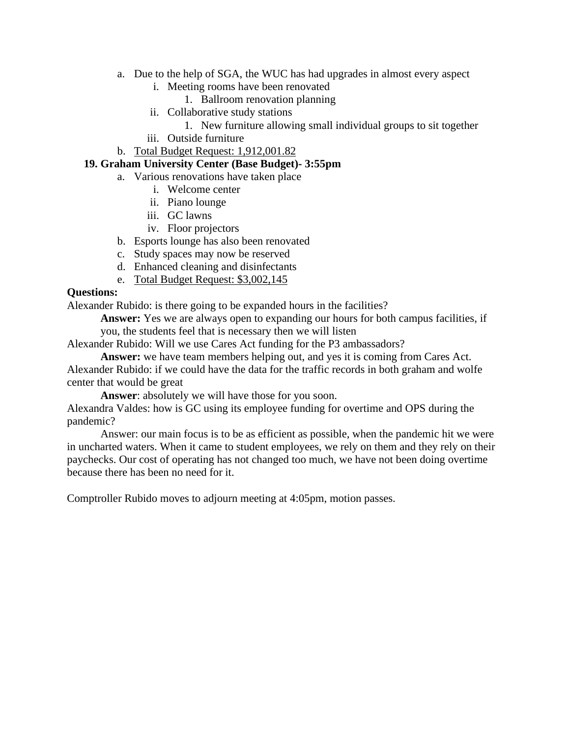a. Due to the help of SGA, the WUC has had upgrades in almost every aspect
      i. Meeting rooms have been renovated
         1. Ballroom renovation planning
      ii. Collaborative study stations
         1. New furniture allowing small individual groups to sit together
      iii. Outside furniture
   b. <u>Total Budget Request: 1,912,001.82</u>

**19. Graham University Center (Base Budget)- 3:55pm**

   a. Various renovations have taken place
      i. Welcome center
      ii. Piano lounge
      iii. GC lawns
      iv. Floor projectors
   b. Esports lounge has also been renovated
   c. Study spaces may now be reserved
   d. Enhanced cleaning and disinfectants
   e. <u>Total Budget Request: $3,002,145</u>

**Questions:**

Alexander Rubido: is there going to be expanded hours in the facilities?

> **Answer:** Yes we are always open to expanding our hours for both campus facilities, if you, the students feel that is necessary then we will listen

Alexander Rubido: Will we use Cares Act funding for the P3 ambassadors?

> **Answer:** we have team members helping out, and yes it is coming from Cares Act.

Alexander Rubido: if we could have the data for the traffic records in both graham and wolfe center that would be great

> **Answer**: absolutely we will have those for you soon.

Alexandra Valdes: how is GC using its employee funding for overtime and OPS during the pandemic?

> Answer: our main focus is to be as efficient as possible, when the pandemic hit we were in uncharted waters. When it came to student employees, we rely on them and they rely on their paychecks. Our cost of operating has not changed too much, we have not been doing overtime because there has been no need for it.

Comptroller Rubido moves to adjourn meeting at 4:05pm, motion passes.